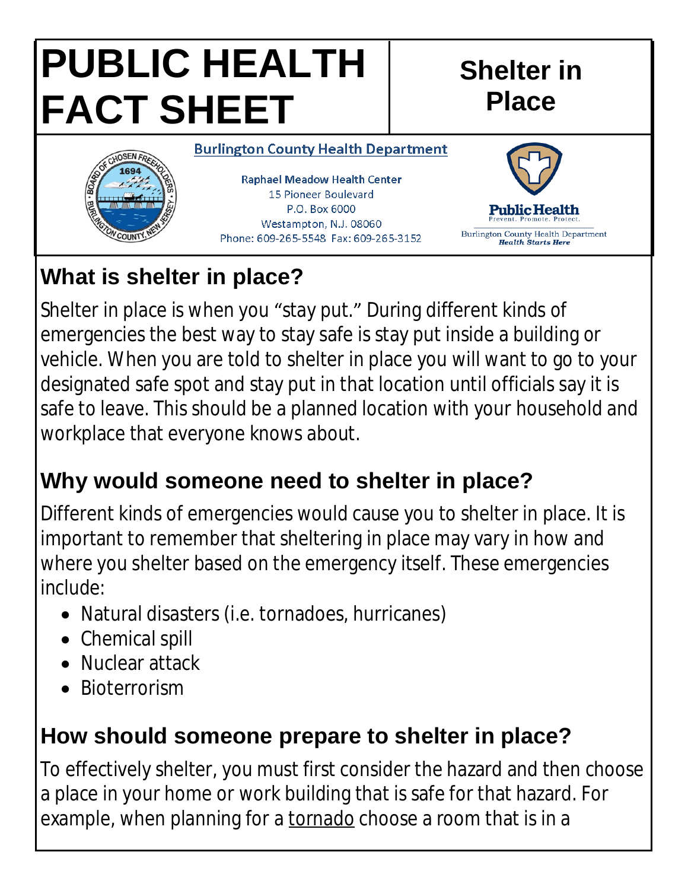# PUBLIC HEALTH FACT SHEET

## Shelter in Place

**Burlington County Health Department**

**Raphael Meadow Health Center**
15 Pioneer Boulevard
P.O. Box 6000
Westampton, N.J. 08060
Phone: 609-265-5548 Fax: 609-265-3152

Public Health
Prevent. Promote. Protect.
Burlington County Health Department
*Health Starts Here*

## What is shelter in place?

Shelter in place is when you "stay put." During different kinds of emergencies the best way to stay safe is stay put inside a building or vehicle. When you are told to shelter in place you will want to go to your designated safe spot and stay put in that location until officials say it is safe to leave. This should be a planned location with your household and workplace that everyone knows about.

## Why would someone need to shelter in place?

Different kinds of emergencies would cause you to shelter in place. It is important to remember that sheltering in place may vary in how and where you shelter based on the emergency itself. These emergencies include:

- Natural disasters (i.e. tornadoes, hurricanes)
- Chemical spill
- Nuclear attack
- Bioterrorism

## How should someone prepare to shelter in place?

To effectively shelter, you must first consider the hazard and then choose a place in your home or work building that is safe for that hazard. For example, when planning for a <u>tornado</u> choose a room that is in a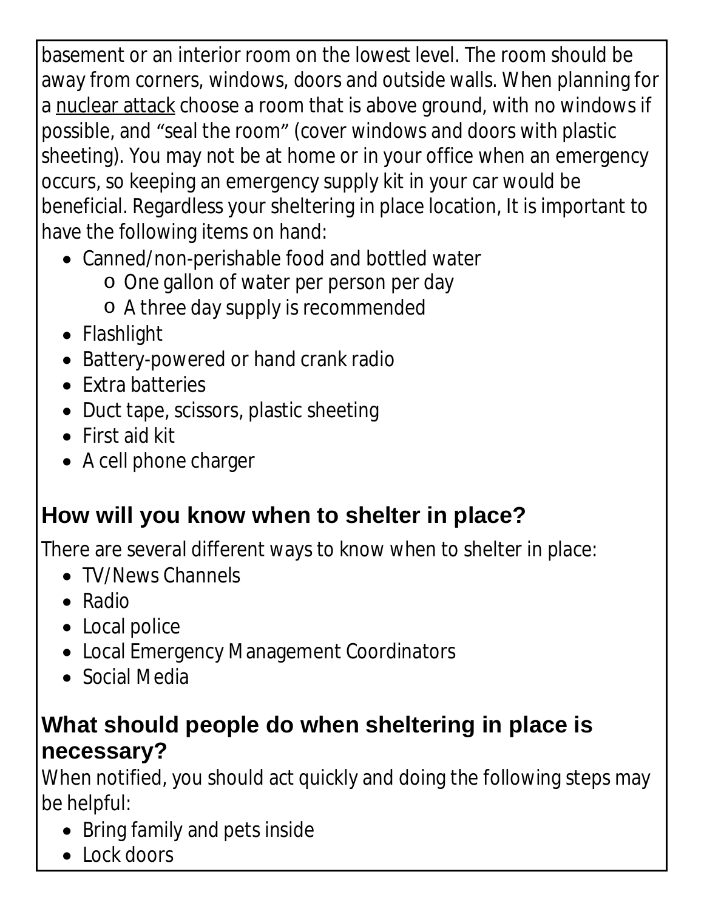basement or an interior room on the lowest level. The room should be away from corners, windows, doors and outside walls. When planning for a nuclear attack choose a room that is above ground, with no windows if possible, and "seal the room" (cover windows and doors with plastic sheeting). You may not be at home or in your office when an emergency occurs, so keeping an emergency supply kit in your car would be beneficial. Regardless your sheltering in place location, It is important to have the following items on hand:

- Canned/non-perishable food and bottled water
  - One gallon of water per person per day
  - A three day supply is recommended
- Flashlight
- Battery-powered or hand crank radio
- Extra batteries
- Duct tape, scissors, plastic sheeting
- First aid kit
- A cell phone charger

## How will you know when to shelter in place?

There are several different ways to know when to shelter in place:

- TV/News Channels
- Radio
- Local police
- Local Emergency Management Coordinators
- Social Media

## What should people do when sheltering in place is necessary?

When notified, you should act quickly and doing the following steps may be helpful:

- Bring family and pets inside
- Lock doors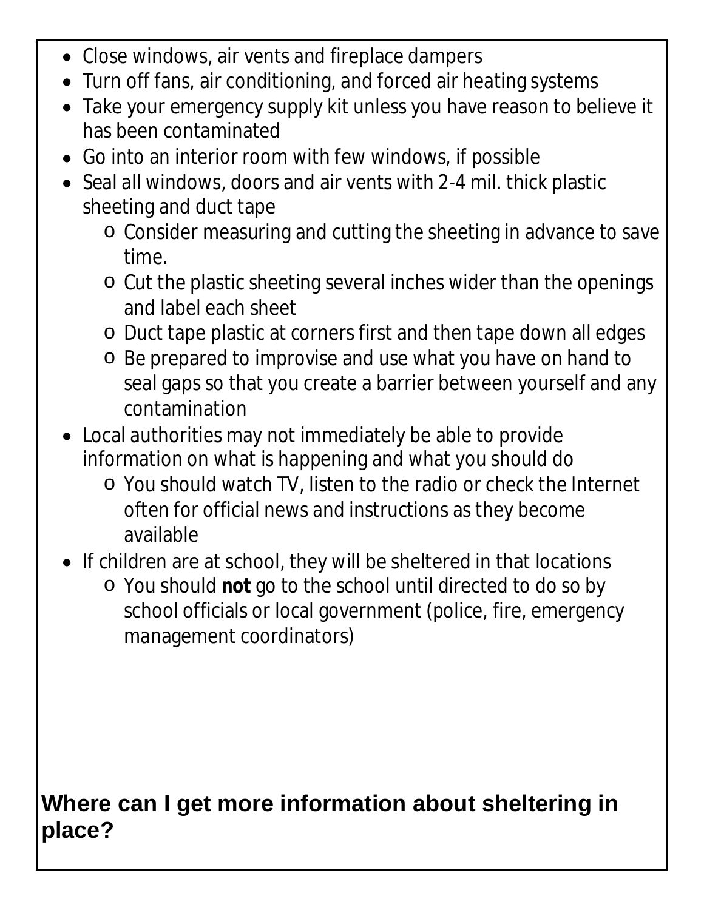- Close windows, air vents and fireplace dampers
- Turn off fans, air conditioning, and forced air heating systems
- Take your emergency supply kit unless you have reason to believe it has been contaminated
- Go into an interior room with few windows, if possible
- Seal all windows, doors and air vents with 2-4 mil. thick plastic sheeting and duct tape
    - Consider measuring and cutting the sheeting in advance to save time.
    - Cut the plastic sheeting several inches wider than the openings and label each sheet
    - Duct tape plastic at corners first and then tape down all edges
    - Be prepared to improvise and use what you have on hand to seal gaps so that you create a barrier between yourself and any contamination
- Local authorities may not immediately be able to provide information on what is happening and what you should do
    - You should watch TV, listen to the radio or check the Internet often for official news and instructions as they become available
- If children are at school, they will be sheltered in that locations
    - You should **not** go to the school until directed to do so by school officials or local government (police, fire, emergency management coordinators)

## Where can I get more information about sheltering in place?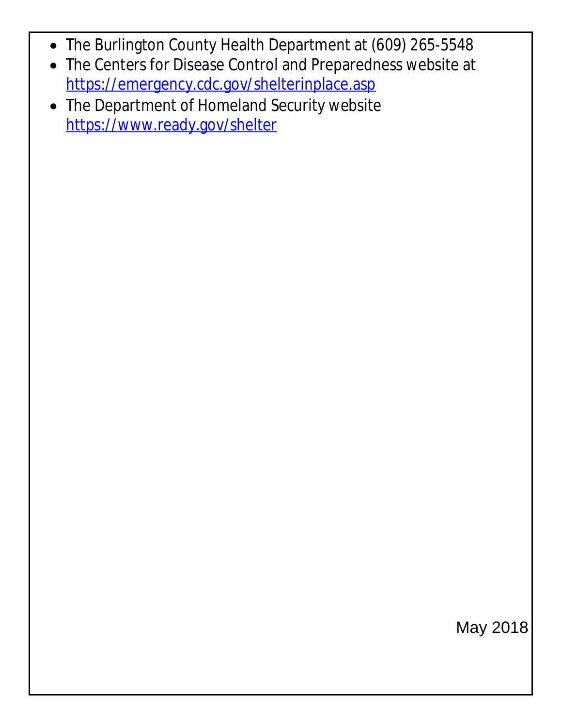- The Burlington County Health Department at (609) 265-5548
- The Centers for Disease Control and Preparedness website at https://emergency.cdc.gov/shelterinplace.asp
- The Department of Homeland Security website https://www.ready.gov/shelter

May 2018